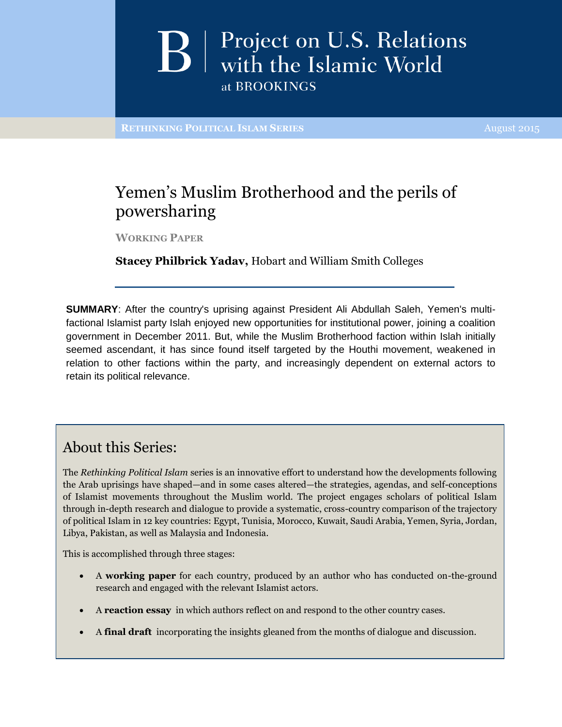B | Project on U.S. Relations with the Islamic World at BROOKINGS

**RETHINKING POLITICAL ISLAM SERIES** August 2015

# Yemen's Muslim Brotherhood and the perils of powersharing

**WORKING PAPER**

**Stacey Philbrick Yadav,** Hobart and William Smith Colleges

**SUMMARY**: After the country's uprising against President Ali Abdullah Saleh, Yemen's multi-factional Islamist party Islah enjoyed new opportunities for institutional power, joining a coalition government in December 2011. But, while the Muslim Brotherhood faction within Islah initially seemed ascendant, it has since found itself targeted by the Houthi movement, weakened in relation to other factions within the party, and increasingly dependent on external actors to retain its political relevance.

## About this Series:

The *Rethinking Political Islam* series is an innovative effort to understand how the developments following the Arab uprisings have shaped—and in some cases altered—the strategies, agendas, and self-conceptions of Islamist movements throughout the Muslim world. The project engages scholars of political Islam through in-depth research and dialogue to provide a systematic, cross-country comparison of the trajectory of political Islam in 12 key countries: Egypt, Tunisia, Morocco, Kuwait, Saudi Arabia, Yemen, Syria, Jordan, Libya, Pakistan, as well as Malaysia and Indonesia.

This is accomplished through three stages:

- A **working paper** for each country, produced by an author who has conducted on-the-ground research and engaged with the relevant Islamist actors.
- A **reaction essay** in which authors reflect on and respond to the other country cases.
- A **final draft** incorporating the insights gleaned from the months of dialogue and discussion.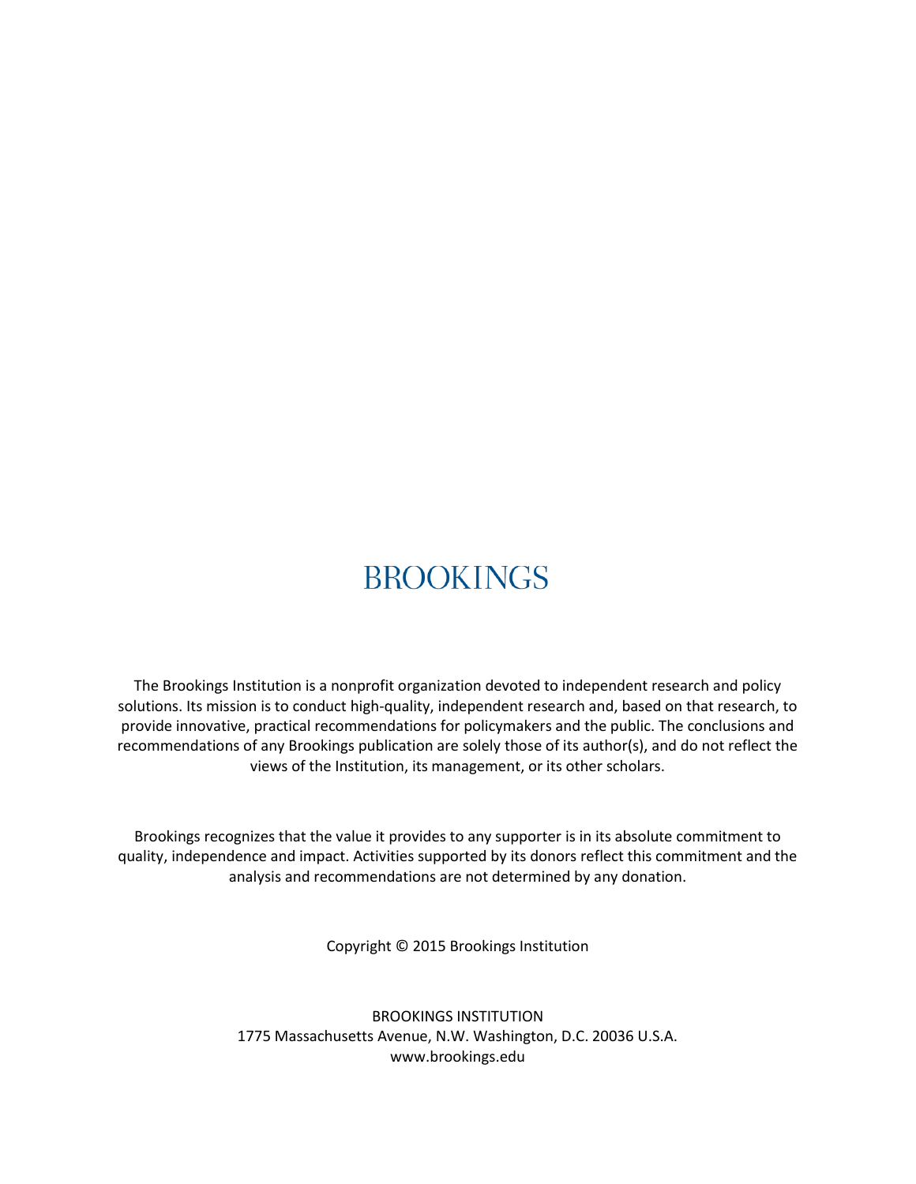# BROOKINGS

The Brookings Institution is a nonprofit organization devoted to independent research and policy solutions. Its mission is to conduct high-quality, independent research and, based on that research, to provide innovative, practical recommendations for policymakers and the public. The conclusions and recommendations of any Brookings publication are solely those of its author(s), and do not reflect the views of the Institution, its management, or its other scholars.

Brookings recognizes that the value it provides to any supporter is in its absolute commitment to quality, independence and impact. Activities supported by its donors reflect this commitment and the analysis and recommendations are not determined by any donation.

Copyright © 2015 Brookings Institution

BROOKINGS INSTITUTION
1775 Massachusetts Avenue, N.W. Washington, D.C. 20036 U.S.A.
www.brookings.edu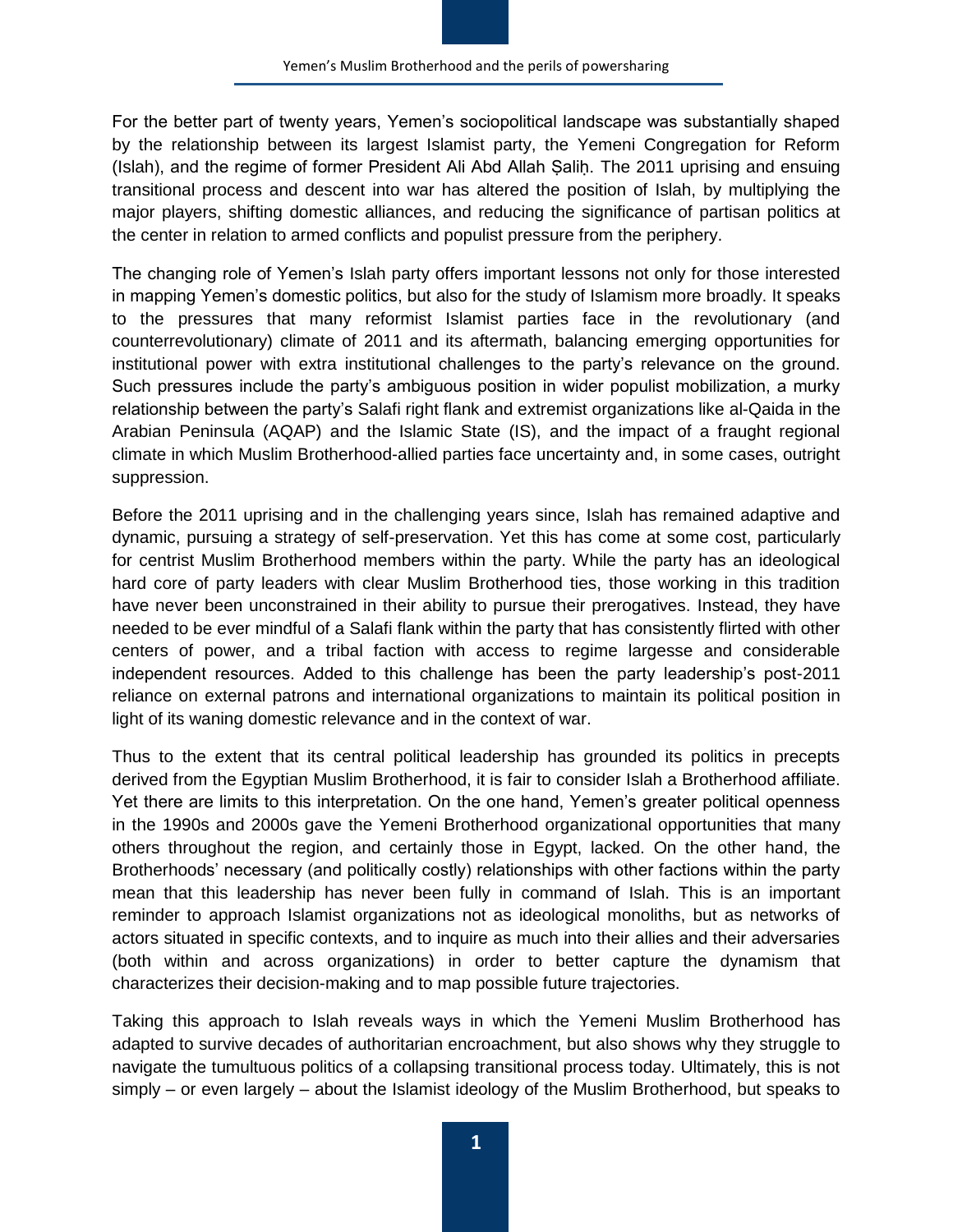For the better part of twenty years, Yemen's sociopolitical landscape was substantially shaped by the relationship between its largest Islamist party, the Yemeni Congregation for Reform (Islah), and the regime of former President Ali Abd Allah Ṣaliḥ. The 2011 uprising and ensuing transitional process and descent into war has altered the position of Islah, by multiplying the major players, shifting domestic alliances, and reducing the significance of partisan politics at the center in relation to armed conflicts and populist pressure from the periphery.

The changing role of Yemen's Islah party offers important lessons not only for those interested in mapping Yemen's domestic politics, but also for the study of Islamism more broadly. It speaks to the pressures that many reformist Islamist parties face in the revolutionary (and counterrevolutionary) climate of 2011 and its aftermath, balancing emerging opportunities for institutional power with extra institutional challenges to the party's relevance on the ground. Such pressures include the party's ambiguous position in wider populist mobilization, a murky relationship between the party's Salafi right flank and extremist organizations like al-Qaida in the Arabian Peninsula (AQAP) and the Islamic State (IS), and the impact of a fraught regional climate in which Muslim Brotherhood-allied parties face uncertainty and, in some cases, outright suppression.

Before the 2011 uprising and in the challenging years since, Islah has remained adaptive and dynamic, pursuing a strategy of self-preservation. Yet this has come at some cost, particularly for centrist Muslim Brotherhood members within the party. While the party has an ideological hard core of party leaders with clear Muslim Brotherhood ties, those working in this tradition have never been unconstrained in their ability to pursue their prerogatives. Instead, they have needed to be ever mindful of a Salafi flank within the party that has consistently flirted with other centers of power, and a tribal faction with access to regime largesse and considerable independent resources. Added to this challenge has been the party leadership's post-2011 reliance on external patrons and international organizations to maintain its political position in light of its waning domestic relevance and in the context of war.

Thus to the extent that its central political leadership has grounded its politics in precepts derived from the Egyptian Muslim Brotherhood, it is fair to consider Islah a Brotherhood affiliate. Yet there are limits to this interpretation. On the one hand, Yemen's greater political openness in the 1990s and 2000s gave the Yemeni Brotherhood organizational opportunities that many others throughout the region, and certainly those in Egypt, lacked. On the other hand, the Brotherhoods' necessary (and politically costly) relationships with other factions within the party mean that this leadership has never been fully in command of Islah. This is an important reminder to approach Islamist organizations not as ideological monoliths, but as networks of actors situated in specific contexts, and to inquire as much into their allies and their adversaries (both within and across organizations) in order to better capture the dynamism that characterizes their decision-making and to map possible future trajectories.

Taking this approach to Islah reveals ways in which the Yemeni Muslim Brotherhood has adapted to survive decades of authoritarian encroachment, but also shows why they struggle to navigate the tumultuous politics of a collapsing transitional process today. Ultimately, this is not simply – or even largely – about the Islamist ideology of the Muslim Brotherhood, but speaks to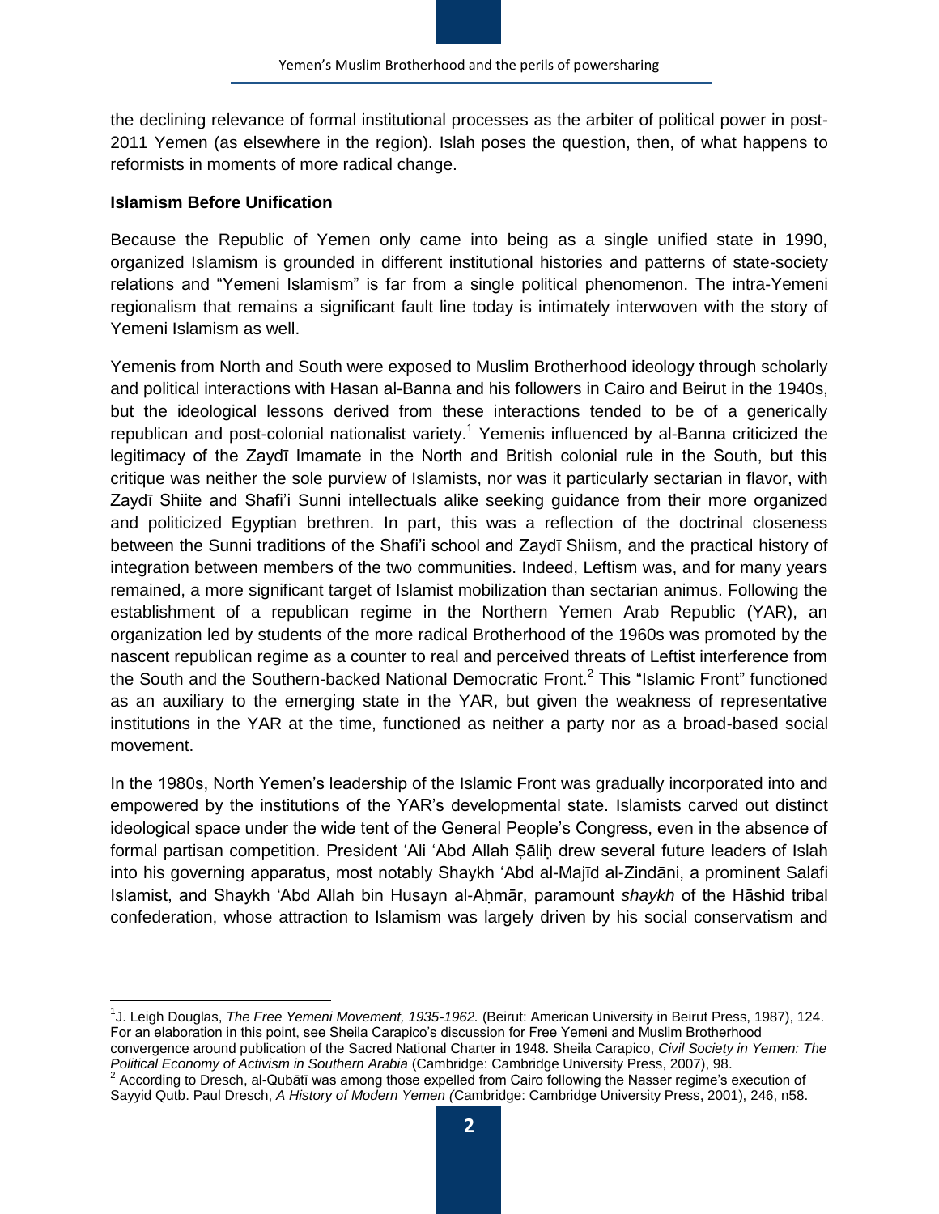the declining relevance of formal institutional processes as the arbiter of political power in post-2011 Yemen (as elsewhere in the region). Islah poses the question, then, of what happens to reformists in moments of more radical change.

**Islamism Before Unification**

Because the Republic of Yemen only came into being as a single unified state in 1990, organized Islamism is grounded in different institutional histories and patterns of state-society relations and "Yemeni Islamism" is far from a single political phenomenon. The intra-Yemeni regionalism that remains a significant fault line today is intimately interwoven with the story of Yemeni Islamism as well.

Yemenis from North and South were exposed to Muslim Brotherhood ideology through scholarly and political interactions with Hasan al-Banna and his followers in Cairo and Beirut in the 1940s, but the ideological lessons derived from these interactions tended to be of a generically republican and post-colonial nationalist variety.[1] Yemenis influenced by al-Banna criticized the legitimacy of the Zaydī Imamate in the North and British colonial rule in the South, but this critique was neither the sole purview of Islamists, nor was it particularly sectarian in flavor, with Zaydī Shiite and Shafi'i Sunni intellectuals alike seeking guidance from their more organized and politicized Egyptian brethren. In part, this was a reflection of the doctrinal closeness between the Sunni traditions of the Shafi'i school and Zaydī Shiism, and the practical history of integration between members of the two communities. Indeed, Leftism was, and for many years remained, a more significant target of Islamist mobilization than sectarian animus. Following the establishment of a republican regime in the Northern Yemen Arab Republic (YAR), an organization led by students of the more radical Brotherhood of the 1960s was promoted by the nascent republican regime as a counter to real and perceived threats of Leftist interference from the South and the Southern-backed National Democratic Front.[2] This "Islamic Front" functioned as an auxiliary to the emerging state in the YAR, but given the weakness of representative institutions in the YAR at the time, functioned as neither a party nor as a broad-based social movement.

In the 1980s, North Yemen's leadership of the Islamic Front was gradually incorporated into and empowered by the institutions of the YAR's developmental state. Islamists carved out distinct ideological space under the wide tent of the General People's Congress, even in the absence of formal partisan competition. President 'Ali 'Abd Allah Ṣāliḥ drew several future leaders of Islah into his governing apparatus, most notably Shaykh 'Abd al-Majīd al-Zindāni, a prominent Salafi Islamist, and Shaykh 'Abd Allah bin Husayn al-Aḥmār, paramount *shaykh* of the Hāshid tribal confederation, whose attraction to Islamism was largely driven by his social conservatism and

---

[1] J. Leigh Douglas, *The Free Yemeni Movement, 1935-1962.* (Beirut: American University in Beirut Press, 1987), 124. For an elaboration in this point, see Sheila Carapico's discussion for Free Yemeni and Muslim Brotherhood convergence around publication of the Sacred National Charter in 1948. Sheila Carapico, *Civil Society in Yemen: The Political Economy of Activism in Southern Arabia* (Cambridge: Cambridge University Press, 2007), 98.

[2] According to Dresch, al-Qubātī was among those expelled from Cairo following the Nasser regime's execution of Sayyid Qutb. Paul Dresch, *A History of Modern Yemen (*Cambridge: Cambridge University Press, 2001), 246, n58.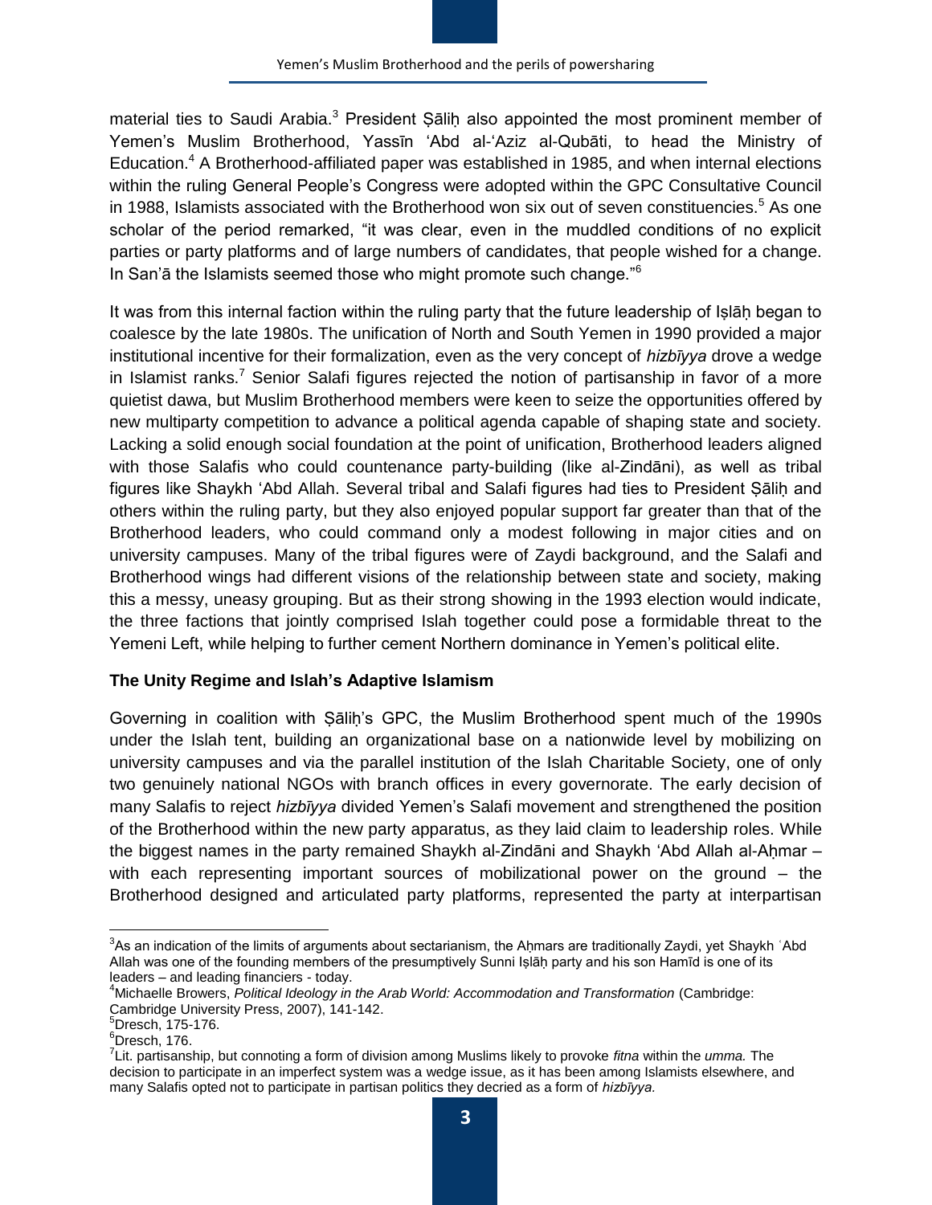material ties to Saudi Arabia.[3] President Ṣāliḥ also appointed the most prominent member of Yemen's Muslim Brotherhood, Yassīn 'Abd al-'Aziz al-Qubāti, to head the Ministry of Education.[4] A Brotherhood-affiliated paper was established in 1985, and when internal elections within the ruling General People's Congress were adopted within the GPC Consultative Council in 1988, Islamists associated with the Brotherhood won six out of seven constituencies.[5] As one scholar of the period remarked, "it was clear, even in the muddled conditions of no explicit parties or party platforms and of large numbers of candidates, that people wished for a change. In San'ā the Islamists seemed those who might promote such change."[6]

It was from this internal faction within the ruling party that the future leadership of Iṣlāḥ began to coalesce by the late 1980s. The unification of North and South Yemen in 1990 provided a major institutional incentive for their formalization, even as the very concept of *hizbīyya* drove a wedge in Islamist ranks.[7] Senior Salafi figures rejected the notion of partisanship in favor of a more quietist dawa, but Muslim Brotherhood members were keen to seize the opportunities offered by new multiparty competition to advance a political agenda capable of shaping state and society. Lacking a solid enough social foundation at the point of unification, Brotherhood leaders aligned with those Salafis who could countenance party-building (like al-Zindāni), as well as tribal figures like Shaykh 'Abd Allah. Several tribal and Salafi figures had ties to President Ṣāliḥ and others within the ruling party, but they also enjoyed popular support far greater than that of the Brotherhood leaders, who could command only a modest following in major cities and on university campuses. Many of the tribal figures were of Zaydi background, and the Salafi and Brotherhood wings had different visions of the relationship between state and society, making this a messy, uneasy grouping. But as their strong showing in the 1993 election would indicate, the three factions that jointly comprised Islah together could pose a formidable threat to the Yemeni Left, while helping to further cement Northern dominance in Yemen's political elite.

### The Unity Regime and Islah's Adaptive Islamism

Governing in coalition with Ṣāliḥ's GPC, the Muslim Brotherhood spent much of the 1990s under the Islah tent, building an organizational base on a nationwide level by mobilizing on university campuses and via the parallel institution of the Islah Charitable Society, one of only two genuinely national NGOs with branch offices in every governorate. The early decision of many Salafis to reject *hizbīyya* divided Yemen's Salafi movement and strengthened the position of the Brotherhood within the new party apparatus, as they laid claim to leadership roles. While the biggest names in the party remained Shaykh al-Zindāni and Shaykh 'Abd Allah al-Aḥmar – with each representing important sources of mobilizational power on the ground – the Brotherhood designed and articulated party platforms, represented the party at interpartisan

---

[3] As an indication of the limits of arguments about sectarianism, the Aḥmars are traditionally Zaydi, yet Shaykh ʿAbd Allah was one of the founding members of the presumptively Sunni Iṣlāḥ party and his son Hamīd is one of its leaders – and leading financiers - today.

[4] Michaelle Browers, *Political Ideology in the Arab World: Accommodation and Transformation* (Cambridge: Cambridge University Press, 2007), 141-142.

[5] Dresch, 175-176.

[6] Dresch, 176.

[7] Lit. partisanship, but connoting a form of division among Muslims likely to provoke *fitna* within the *umma.* The decision to participate in an imperfect system was a wedge issue, as it has been among Islamists elsewhere, and many Salafis opted not to participate in partisan politics they decried as a form of *hizbīyya.*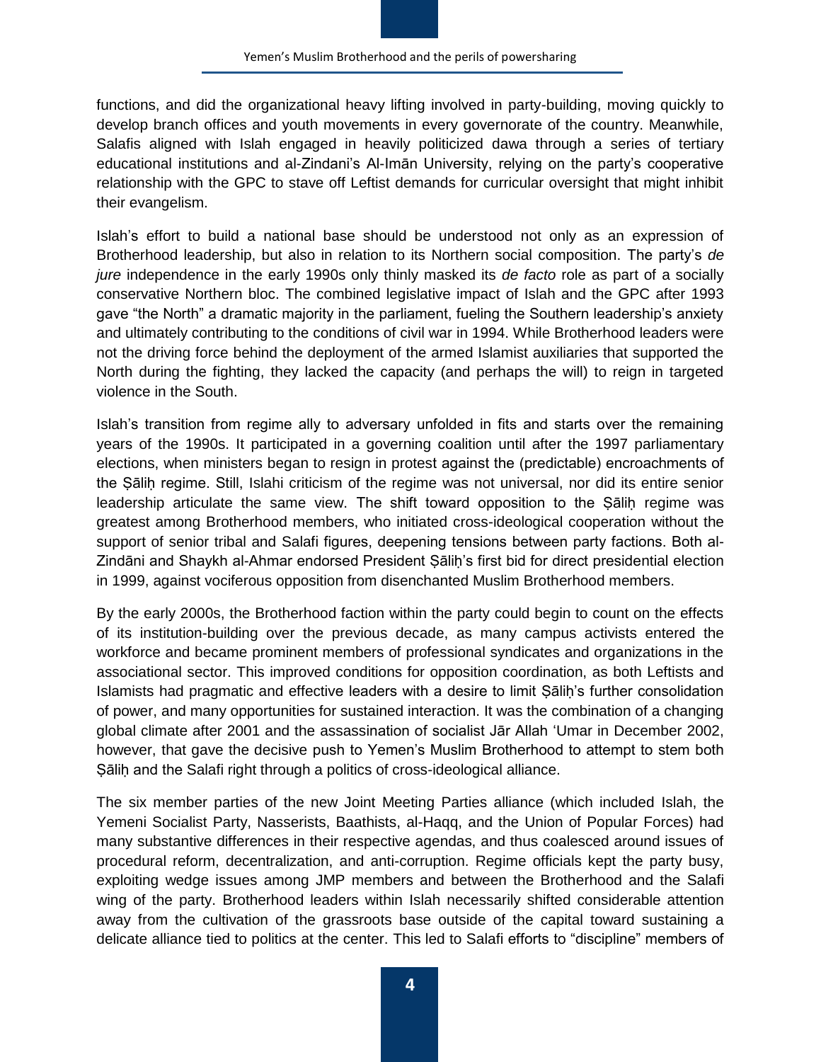functions, and did the organizational heavy lifting involved in party-building, moving quickly to develop branch offices and youth movements in every governorate of the country. Meanwhile, Salafis aligned with Islah engaged in heavily politicized dawa through a series of tertiary educational institutions and al-Zindani's Al-Imān University, relying on the party's cooperative relationship with the GPC to stave off Leftist demands for curricular oversight that might inhibit their evangelism.

Islah's effort to build a national base should be understood not only as an expression of Brotherhood leadership, but also in relation to its Northern social composition. The party's *de jure* independence in the early 1990s only thinly masked its *de facto* role as part of a socially conservative Northern bloc. The combined legislative impact of Islah and the GPC after 1993 gave "the North" a dramatic majority in the parliament, fueling the Southern leadership's anxiety and ultimately contributing to the conditions of civil war in 1994. While Brotherhood leaders were not the driving force behind the deployment of the armed Islamist auxiliaries that supported the North during the fighting, they lacked the capacity (and perhaps the will) to reign in targeted violence in the South.

Islah's transition from regime ally to adversary unfolded in fits and starts over the remaining years of the 1990s. It participated in a governing coalition until after the 1997 parliamentary elections, when ministers began to resign in protest against the (predictable) encroachments of the Ṣāliḥ regime. Still, Islahi criticism of the regime was not universal, nor did its entire senior leadership articulate the same view. The shift toward opposition to the Ṣāliḥ regime was greatest among Brotherhood members, who initiated cross-ideological cooperation without the support of senior tribal and Salafi figures, deepening tensions between party factions. Both al-Zindāni and Shaykh al-Ahmar endorsed President Ṣāliḥ's first bid for direct presidential election in 1999, against vociferous opposition from disenchanted Muslim Brotherhood members.

By the early 2000s, the Brotherhood faction within the party could begin to count on the effects of its institution-building over the previous decade, as many campus activists entered the workforce and became prominent members of professional syndicates and organizations in the associational sector. This improved conditions for opposition coordination, as both Leftists and Islamists had pragmatic and effective leaders with a desire to limit Ṣāliḥ's further consolidation of power, and many opportunities for sustained interaction. It was the combination of a changing global climate after 2001 and the assassination of socialist Jār Allah 'Umar in December 2002, however, that gave the decisive push to Yemen's Muslim Brotherhood to attempt to stem both Ṣāliḥ and the Salafi right through a politics of cross-ideological alliance.

The six member parties of the new Joint Meeting Parties alliance (which included Islah, the Yemeni Socialist Party, Nasserists, Baathists, al-Haqq, and the Union of Popular Forces) had many substantive differences in their respective agendas, and thus coalesced around issues of procedural reform, decentralization, and anti-corruption. Regime officials kept the party busy, exploiting wedge issues among JMP members and between the Brotherhood and the Salafi wing of the party. Brotherhood leaders within Islah necessarily shifted considerable attention away from the cultivation of the grassroots base outside of the capital toward sustaining a delicate alliance tied to politics at the center. This led to Salafi efforts to "discipline" members of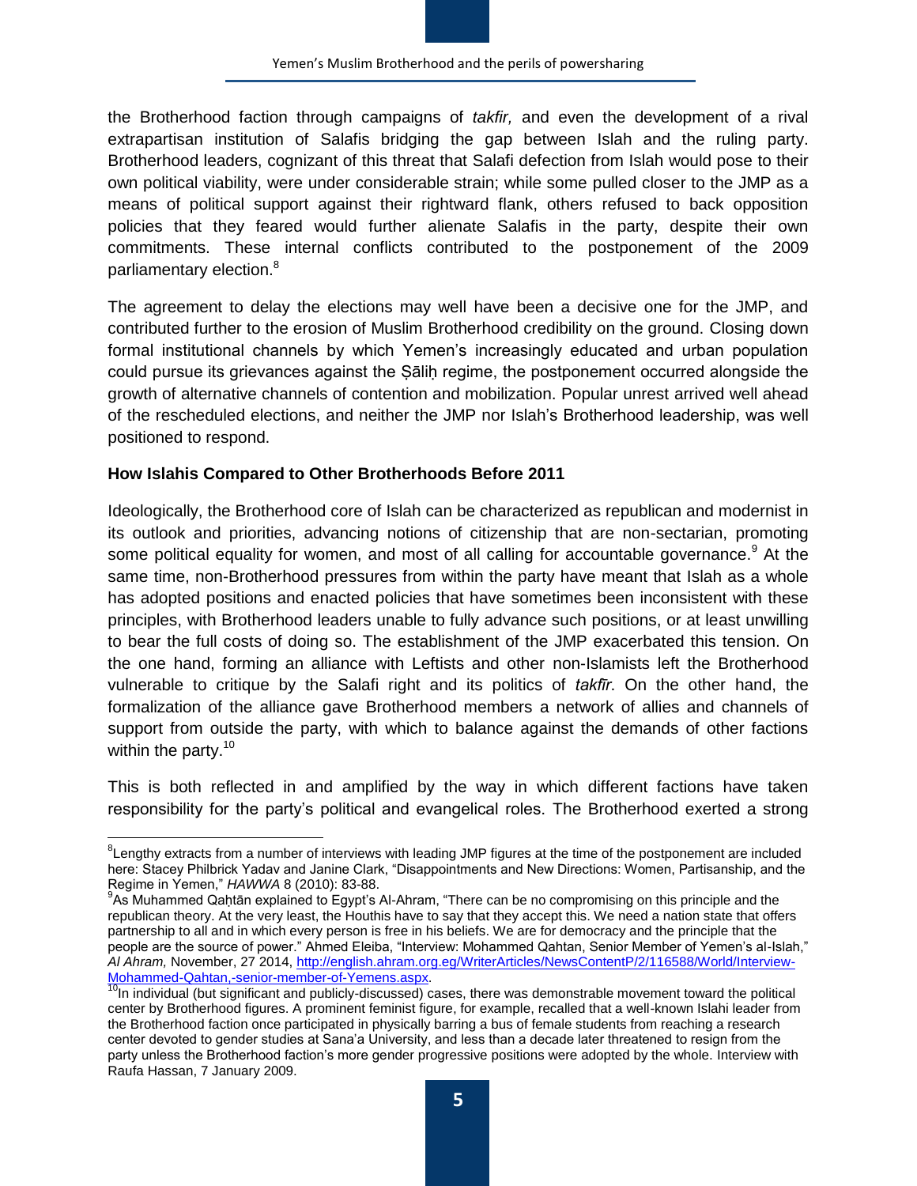the Brotherhood faction through campaigns of *takfir,* and even the development of a rival extrapartisan institution of Salafis bridging the gap between Islah and the ruling party. Brotherhood leaders, cognizant of this threat that Salafi defection from Islah would pose to their own political viability, were under considerable strain; while some pulled closer to the JMP as a means of political support against their rightward flank, others refused to back opposition policies that they feared would further alienate Salafis in the party, despite their own commitments. These internal conflicts contributed to the postponement of the 2009 parliamentary election.[8]

The agreement to delay the elections may well have been a decisive one for the JMP, and contributed further to the erosion of Muslim Brotherhood credibility on the ground. Closing down formal institutional channels by which Yemen's increasingly educated and urban population could pursue its grievances against the Ṣāliḥ regime, the postponement occurred alongside the growth of alternative channels of contention and mobilization. Popular unrest arrived well ahead of the rescheduled elections, and neither the JMP nor Islah's Brotherhood leadership, was well positioned to respond.

**How Islahis Compared to Other Brotherhoods Before 2011**

Ideologically, the Brotherhood core of Islah can be characterized as republican and modernist in its outlook and priorities, advancing notions of citizenship that are non-sectarian, promoting some political equality for women, and most of all calling for accountable governance.[9] At the same time, non-Brotherhood pressures from within the party have meant that Islah as a whole has adopted positions and enacted policies that have sometimes been inconsistent with these principles, with Brotherhood leaders unable to fully advance such positions, or at least unwilling to bear the full costs of doing so. The establishment of the JMP exacerbated this tension. On the one hand, forming an alliance with Leftists and other non-Islamists left the Brotherhood vulnerable to critique by the Salafi right and its politics of *takfīr*. On the other hand, the formalization of the alliance gave Brotherhood members a network of allies and channels of support from outside the party, with which to balance against the demands of other factions within the party.[10]

This is both reflected in and amplified by the way in which different factions have taken responsibility for the party's political and evangelical roles. The Brotherhood exerted a strong

---

[8] Lengthy extracts from a number of interviews with leading JMP figures at the time of the postponement are included here: Stacey Philbrick Yadav and Janine Clark, "Disappointments and New Directions: Women, Partisanship, and the Regime in Yemen," *HAWWA* 8 (2010): 83-88.

[9] As Muhammed Qaḥtān explained to Egypt's Al-Ahram, "There can be no compromising on this principle and the republican theory. At the very least, the Houthis have to say that they accept this. We need a nation state that offers partnership to all and in which every person is free in his beliefs. We are for democracy and the principle that the people are the source of power." Ahmed Eleiba, "Interview: Mohammed Qahtan, Senior Member of Yemen's al-Islah," *Al Ahram,* November, 27 2014, http://english.ahram.org.eg/WriterArticles/NewsContentP/2/116588/World/Interview-Mohammed-Qahtan,-senior-member-of-Yemens.aspx.

[10] In individual (but significant and publicly-discussed) cases, there was demonstrable movement toward the political center by Brotherhood figures. A prominent feminist figure, for example, recalled that a well-known Islahi leader from the Brotherhood faction once participated in physically barring a bus of female students from reaching a research center devoted to gender studies at Sana'a University, and less than a decade later threatened to resign from the party unless the Brotherhood faction's more gender progressive positions were adopted by the whole. Interview with Raufa Hassan, 7 January 2009.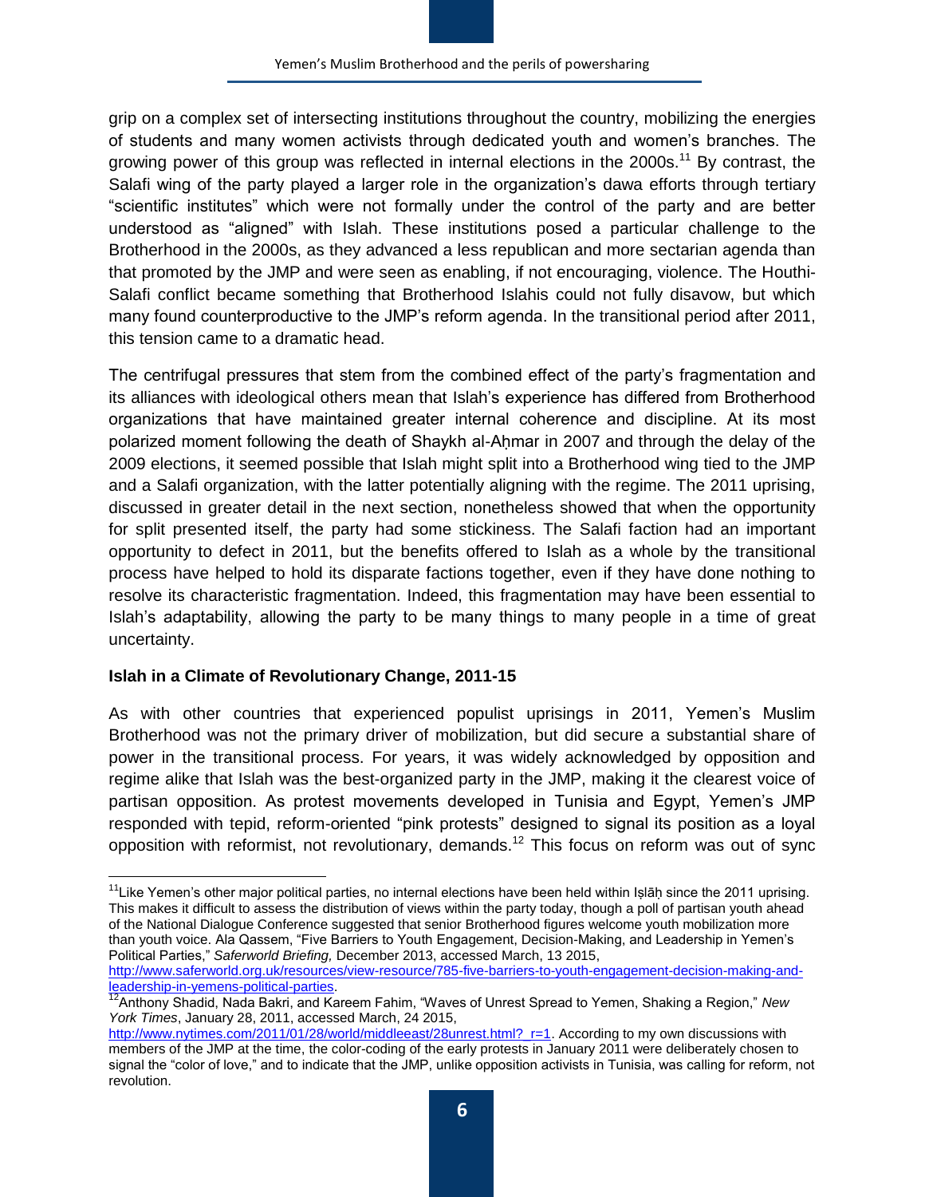grip on a complex set of intersecting institutions throughout the country, mobilizing the energies of students and many women activists through dedicated youth and women's branches. The growing power of this group was reflected in internal elections in the 2000s.[11] By contrast, the Salafi wing of the party played a larger role in the organization's dawa efforts through tertiary "scientific institutes" which were not formally under the control of the party and are better understood as "aligned" with Islah. These institutions posed a particular challenge to the Brotherhood in the 2000s, as they advanced a less republican and more sectarian agenda than that promoted by the JMP and were seen as enabling, if not encouraging, violence. The Houthi-Salafi conflict became something that Brotherhood Islahis could not fully disavow, but which many found counterproductive to the JMP's reform agenda. In the transitional period after 2011, this tension came to a dramatic head.

The centrifugal pressures that stem from the combined effect of the party's fragmentation and its alliances with ideological others mean that Islah's experience has differed from Brotherhood organizations that have maintained greater internal coherence and discipline. At its most polarized moment following the death of Shaykh al-Aḥmar in 2007 and through the delay of the 2009 elections, it seemed possible that Islah might split into a Brotherhood wing tied to the JMP and a Salafi organization, with the latter potentially aligning with the regime. The 2011 uprising, discussed in greater detail in the next section, nonetheless showed that when the opportunity for split presented itself, the party had some stickiness. The Salafi faction had an important opportunity to defect in 2011, but the benefits offered to Islah as a whole by the transitional process have helped to hold its disparate factions together, even if they have done nothing to resolve its characteristic fragmentation. Indeed, this fragmentation may have been essential to Islah's adaptability, allowing the party to be many things to many people in a time of great uncertainty.

**Islah in a Climate of Revolutionary Change, 2011-15**

As with other countries that experienced populist uprisings in 2011, Yemen's Muslim Brotherhood was not the primary driver of mobilization, but did secure a substantial share of power in the transitional process. For years, it was widely acknowledged by opposition and regime alike that Islah was the best-organized party in the JMP, making it the clearest voice of partisan opposition. As protest movements developed in Tunisia and Egypt, Yemen's JMP responded with tepid, reform-oriented "pink protests" designed to signal its position as a loyal opposition with reformist, not revolutionary, demands.[12] This focus on reform was out of sync

---

[11] Like Yemen's other major political parties, no internal elections have been held within Iṣlāḥ since the 2011 uprising. This makes it difficult to assess the distribution of views within the party today, though a poll of partisan youth ahead of the National Dialogue Conference suggested that senior Brotherhood figures welcome youth mobilization more than youth voice. Ala Qassem, "Five Barriers to Youth Engagement, Decision-Making, and Leadership in Yemen's Political Parties," *Saferworld Briefing,* December 2013, accessed March, 13 2015, http://www.saferworld.org.uk/resources/view-resource/785-five-barriers-to-youth-engagement-decision-making-and-leadership-in-yemens-political-parties.

[12] Anthony Shadid, Nada Bakri, and Kareem Fahim, "Waves of Unrest Spread to Yemen, Shaking a Region," *New York Times*, January 28, 2011, accessed March, 24 2015, http://www.nytimes.com/2011/01/28/world/middleeast/28unrest.html?_r=1. According to my own discussions with members of the JMP at the time, the color-coding of the early protests in January 2011 were deliberately chosen to signal the "color of love," and to indicate that the JMP, unlike opposition activists in Tunisia, was calling for reform, not revolution.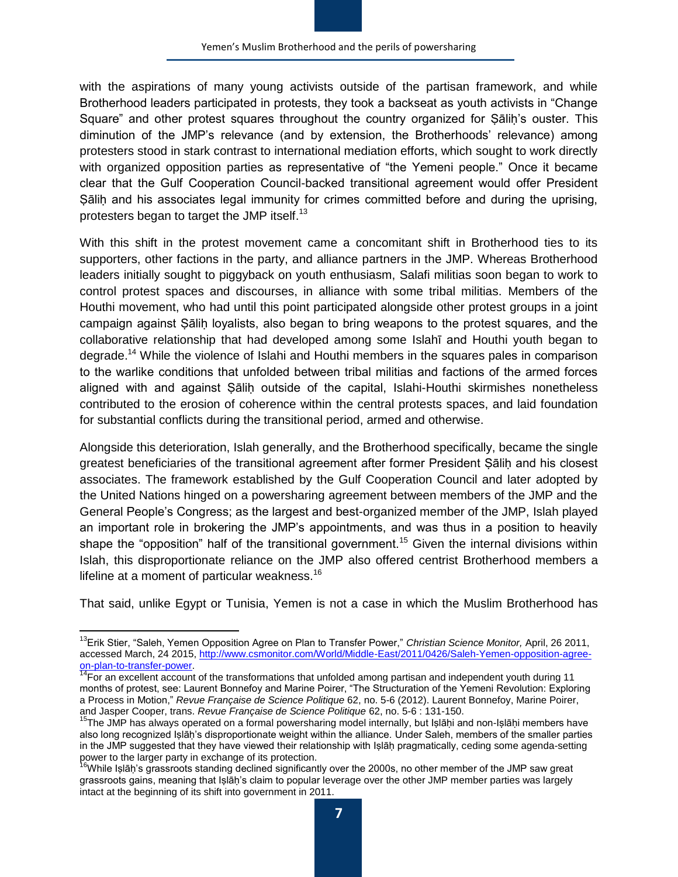with the aspirations of many young activists outside of the partisan framework, and while Brotherhood leaders participated in protests, they took a backseat as youth activists in "Change Square" and other protest squares throughout the country organized for Ṣāliḥ's ouster. This diminution of the JMP's relevance (and by extension, the Brotherhoods' relevance) among protesters stood in stark contrast to international mediation efforts, which sought to work directly with organized opposition parties as representative of "the Yemeni people." Once it became clear that the Gulf Cooperation Council-backed transitional agreement would offer President Ṣāliḥ and his associates legal immunity for crimes committed before and during the uprising, protesters began to target the JMP itself.[13]

With this shift in the protest movement came a concomitant shift in Brotherhood ties to its supporters, other factions in the party, and alliance partners in the JMP. Whereas Brotherhood leaders initially sought to piggyback on youth enthusiasm, Salafi militias soon began to work to control protest spaces and discourses, in alliance with some tribal militias. Members of the Houthi movement, who had until this point participated alongside other protest groups in a joint campaign against Ṣāliḥ loyalists, also began to bring weapons to the protest squares, and the collaborative relationship that had developed among some Islahī and Houthi youth began to degrade.[14] While the violence of Islahi and Houthi members in the squares pales in comparison to the warlike conditions that unfolded between tribal militias and factions of the armed forces aligned with and against Ṣāliḥ outside of the capital, Islahi-Houthi skirmishes nonetheless contributed to the erosion of coherence within the central protests spaces, and laid foundation for substantial conflicts during the transitional period, armed and otherwise.

Alongside this deterioration, Islah generally, and the Brotherhood specifically, became the single greatest beneficiaries of the transitional agreement after former President Ṣāliḥ and his closest associates. The framework established by the Gulf Cooperation Council and later adopted by the United Nations hinged on a powersharing agreement between members of the JMP and the General People's Congress; as the largest and best-organized member of the JMP, Islah played an important role in brokering the JMP's appointments, and was thus in a position to heavily shape the "opposition" half of the transitional government.[15] Given the internal divisions within Islah, this disproportionate reliance on the JMP also offered centrist Brotherhood members a lifeline at a moment of particular weakness.[16]

That said, unlike Egypt or Tunisia, Yemen is not a case in which the Muslim Brotherhood has

---

[13] Erik Stier, "Saleh, Yemen Opposition Agree on Plan to Transfer Power," *Christian Science Monitor,* April, 26 2011, accessed March, 24 2015, http://www.csmonitor.com/World/Middle-East/2011/0426/Saleh-Yemen-opposition-agree-on-plan-to-transfer-power.

[14] For an excellent account of the transformations that unfolded among partisan and independent youth during 11 months of protest, see: Laurent Bonnefoy and Marine Poirer, "The Structuration of the Yemeni Revolution: Exploring a Process in Motion," *Revue Française de Science Politique* 62, no. 5-6 (2012). Laurent Bonnefoy, Marine Poirer, and Jasper Cooper, trans. *Revue Française de Science Politique* 62, no. 5-6 : 131-150.

[15] The JMP has always operated on a formal powersharing model internally, but Iṣlāḥi and non-Iṣlāḥi members have also long recognized Iṣlāḥ's disproportionate weight within the alliance. Under Saleh, members of the smaller parties in the JMP suggested that they have viewed their relationship with Iṣlāḥ pragmatically, ceding some agenda-setting power to the larger party in exchange of its protection.

[16] While Iṣlāḥ's grassroots standing declined significantly over the 2000s, no other member of the JMP saw great grassroots gains, meaning that Iṣlāḥ's claim to popular leverage over the other JMP member parties was largely intact at the beginning of its shift into government in 2011.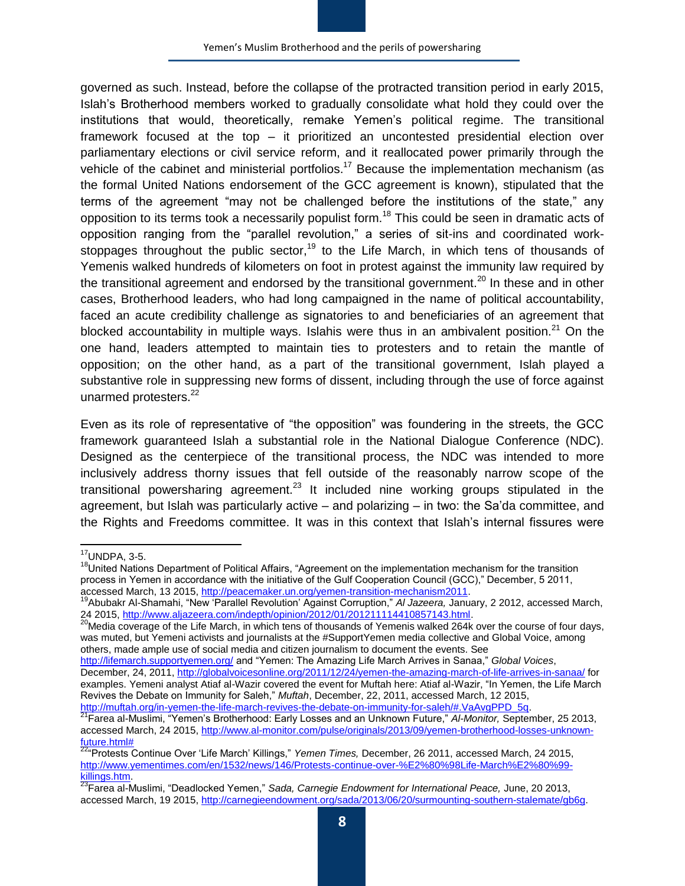governed as such. Instead, before the collapse of the protracted transition period in early 2015, Islah's Brotherhood members worked to gradually consolidate what hold they could over the institutions that would, theoretically, remake Yemen's political regime. The transitional framework focused at the top – it prioritized an uncontested presidential election over parliamentary elections or civil service reform, and it reallocated power primarily through the vehicle of the cabinet and ministerial portfolios.[17] Because the implementation mechanism (as the formal United Nations endorsement of the GCC agreement is known), stipulated that the terms of the agreement "may not be challenged before the institutions of the state," any opposition to its terms took a necessarily populist form.[18] This could be seen in dramatic acts of opposition ranging from the "parallel revolution," a series of sit-ins and coordinated work-stoppages throughout the public sector,[19] to the Life March, in which tens of thousands of Yemenis walked hundreds of kilometers on foot in protest against the immunity law required by the transitional agreement and endorsed by the transitional government.[20] In these and in other cases, Brotherhood leaders, who had long campaigned in the name of political accountability, faced an acute credibility challenge as signatories to and beneficiaries of an agreement that blocked accountability in multiple ways. Islahis were thus in an ambivalent position.[21] On the one hand, leaders attempted to maintain ties to protesters and to retain the mantle of opposition; on the other hand, as a part of the transitional government, Islah played a substantive role in suppressing new forms of dissent, including through the use of force against unarmed protesters.[22]

Even as its role of representative of "the opposition" was foundering in the streets, the GCC framework guaranteed Islah a substantial role in the National Dialogue Conference (NDC). Designed as the centerpiece of the transitional process, the NDC was intended to more inclusively address thorny issues that fell outside of the reasonably narrow scope of the transitional powersharing agreement.[23] It included nine working groups stipulated in the agreement, but Islah was particularly active – and polarizing – in two: the Sa'da committee, and the Rights and Freedoms committee. It was in this context that Islah's internal fissures were

---

[17] UNDPA, 3-5.

[18] United Nations Department of Political Affairs, "Agreement on the implementation mechanism for the transition process in Yemen in accordance with the initiative of the Gulf Cooperation Council (GCC)," December, 5 2011, accessed March, 13 2015, http://peacemaker.un.org/yemen-transition-mechanism2011.

[19] Abubakr Al-Shamahi, "New 'Parallel Revolution' Against Corruption," *Al Jazeera,* January, 2 2012, accessed March, 24 2015, http://www.aljazeera.com/indepth/opinion/2012/01/201211114410857143.html.

[20] Media coverage of the Life March, in which tens of thousands of Yemenis walked 264k over the course of four days, was muted, but Yemeni activists and journalists at the #SupportYemen media collective and Global Voice, among others, made ample use of social media and citizen journalism to document the events. See http://lifemarch.supportyemen.org/ and "Yemen: The Amazing Life March Arrives in Sanaa," *Global Voices*, December, 24, 2011, http://globalvoicesonline.org/2011/12/24/yemen-the-amazing-march-of-life-arrives-in-sanaa/ for examples. Yemeni analyst Atiaf al-Wazir covered the event for Muftah here: Atiaf al-Wazir, "In Yemen, the Life March Revives the Debate on Immunity for Saleh," *Muftah*, December, 22, 2011, accessed March, 12 2015, http://muftah.org/in-yemen-the-life-march-revives-the-debate-on-immunity-for-saleh/#.VaAvgPPD_5q.

[21] Farea al-Muslimi, "Yemen's Brotherhood: Early Losses and an Unknown Future," *Al-Monitor,* September, 25 2013, accessed March, 24 2015, http://www.al-monitor.com/pulse/originals/2013/09/yemen-brotherhood-losses-unknown-future.html#

[22] "Protests Continue Over 'Life March' Killings," *Yemen Times,* December, 26 2011, accessed March, 24 2015, http://www.yementimes.com/en/1532/news/146/Protests-continue-over-%E2%80%98Life-March%E2%80%99-killings.htm.

[23] Farea al-Muslimi, "Deadlocked Yemen," *Sada, Carnegie Endowment for International Peace,* June, 20 2013, accessed March, 19 2015, http://carnegieendowment.org/sada/2013/06/20/surmounting-southern-stalemate/gb6g.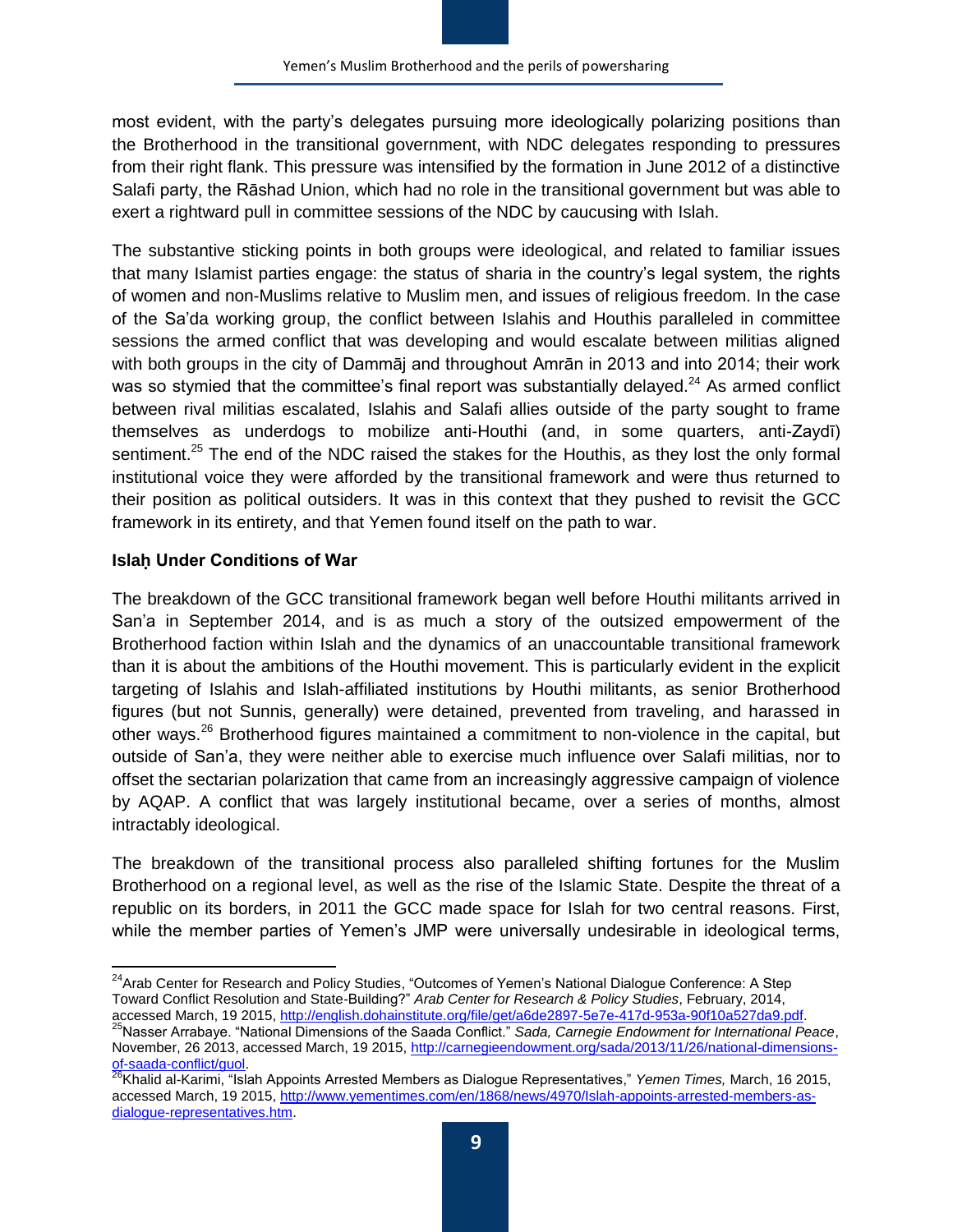most evident, with the party's delegates pursuing more ideologically polarizing positions than the Brotherhood in the transitional government, with NDC delegates responding to pressures from their right flank. This pressure was intensified by the formation in June 2012 of a distinctive Salafi party, the Rāshad Union, which had no role in the transitional government but was able to exert a rightward pull in committee sessions of the NDC by caucusing with Islah.

The substantive sticking points in both groups were ideological, and related to familiar issues that many Islamist parties engage: the status of sharia in the country's legal system, the rights of women and non-Muslims relative to Muslim men, and issues of religious freedom. In the case of the Sa'da working group, the conflict between Islahis and Houthis paralleled in committee sessions the armed conflict that was developing and would escalate between militias aligned with both groups in the city of Dammāj and throughout Amrān in 2013 and into 2014; their work was so stymied that the committee's final report was substantially delayed.[24] As armed conflict between rival militias escalated, Islahis and Salafi allies outside of the party sought to frame themselves as underdogs to mobilize anti-Houthi (and, in some quarters, anti-Zaydī) sentiment.[25] The end of the NDC raised the stakes for the Houthis, as they lost the only formal institutional voice they were afforded by the transitional framework and were thus returned to their position as political outsiders. It was in this context that they pushed to revisit the GCC framework in its entirety, and that Yemen found itself on the path to war.

## Islaḥ Under Conditions of War

The breakdown of the GCC transitional framework began well before Houthi militants arrived in San'a in September 2014, and is as much a story of the outsized empowerment of the Brotherhood faction within Islah and the dynamics of an unaccountable transitional framework than it is about the ambitions of the Houthi movement. This is particularly evident in the explicit targeting of Islahis and Islah-affiliated institutions by Houthi militants, as senior Brotherhood figures (but not Sunnis, generally) were detained, prevented from traveling, and harassed in other ways.[26] Brotherhood figures maintained a commitment to non-violence in the capital, but outside of San'a, they were neither able to exercise much influence over Salafi militias, nor to offset the sectarian polarization that came from an increasingly aggressive campaign of violence by AQAP. A conflict that was largely institutional became, over a series of months, almost intractably ideological.

The breakdown of the transitional process also paralleled shifting fortunes for the Muslim Brotherhood on a regional level, as well as the rise of the Islamic State. Despite the threat of a republic on its borders, in 2011 the GCC made space for Islah for two central reasons. First, while the member parties of Yemen's JMP were universally undesirable in ideological terms,

---

[24] Arab Center for Research and Policy Studies, "Outcomes of Yemen's National Dialogue Conference: A Step Toward Conflict Resolution and State-Building?" *Arab Center for Research & Policy Studies*, February, 2014, accessed March, 19 2015, http://english.dohainstitute.org/file/get/a6de2897-5e7e-417d-953a-90f10a527da9.pdf.

[25] Nasser Arrabaye. "National Dimensions of the Saada Conflict." *Sada, Carnegie Endowment for International Peace*, November, 26 2013, accessed March, 19 2015, http://carnegieendowment.org/sada/2013/11/26/national-dimensions-of-saada-conflict/guol.

[26] Khalid al-Karimi, "Islah Appoints Arrested Members as Dialogue Representatives," *Yemen Times,* March, 16 2015, accessed March, 19 2015, http://www.yementimes.com/en/1868/news/4970/Islah-appoints-arrested-members-as-dialogue-representatives.htm.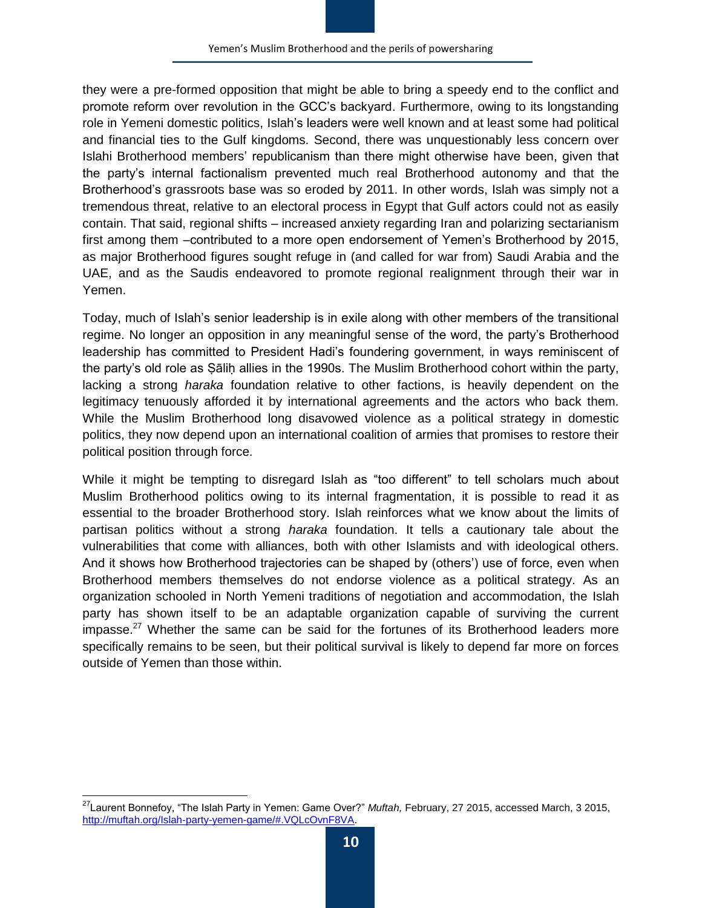they were a pre-formed opposition that might be able to bring a speedy end to the conflict and promote reform over revolution in the GCC's backyard. Furthermore, owing to its longstanding role in Yemeni domestic politics, Islah's leaders were well known and at least some had political and financial ties to the Gulf kingdoms. Second, there was unquestionably less concern over Islahi Brotherhood members' republicanism than there might otherwise have been, given that the party's internal factionalism prevented much real Brotherhood autonomy and that the Brotherhood's grassroots base was so eroded by 2011. In other words, Islah was simply not a tremendous threat, relative to an electoral process in Egypt that Gulf actors could not as easily contain. That said, regional shifts – increased anxiety regarding Iran and polarizing sectarianism first among them –contributed to a more open endorsement of Yemen's Brotherhood by 2015, as major Brotherhood figures sought refuge in (and called for war from) Saudi Arabia and the UAE, and as the Saudis endeavored to promote regional realignment through their war in Yemen.

Today, much of Islah's senior leadership is in exile along with other members of the transitional regime. No longer an opposition in any meaningful sense of the word, the party's Brotherhood leadership has committed to President Hadi's foundering government, in ways reminiscent of the party's old role as Ṣāliḥ allies in the 1990s. The Muslim Brotherhood cohort within the party, lacking a strong *haraka* foundation relative to other factions, is heavily dependent on the legitimacy tenuously afforded it by international agreements and the actors who back them. While the Muslim Brotherhood long disavowed violence as a political strategy in domestic politics, they now depend upon an international coalition of armies that promises to restore their political position through force.

While it might be tempting to disregard Islah as "too different" to tell scholars much about Muslim Brotherhood politics owing to its internal fragmentation, it is possible to read it as essential to the broader Brotherhood story. Islah reinforces what we know about the limits of partisan politics without a strong *haraka* foundation. It tells a cautionary tale about the vulnerabilities that come with alliances, both with other Islamists and with ideological others. And it shows how Brotherhood trajectories can be shaped by (others') use of force, even when Brotherhood members themselves do not endorse violence as a political strategy. As an organization schooled in North Yemeni traditions of negotiation and accommodation, the Islah party has shown itself to be an adaptable organization capable of surviving the current impasse.[27] Whether the same can be said for the fortunes of its Brotherhood leaders more specifically remains to be seen, but their political survival is likely to depend far more on forces outside of Yemen than those within.

[27] Laurent Bonnefoy, "The Islah Party in Yemen: Game Over?" *Muftah,* February, 27 2015, accessed March, 3 2015, http://muftah.org/Islah-party-yemen-game/#.VQLcOvnF8VA.